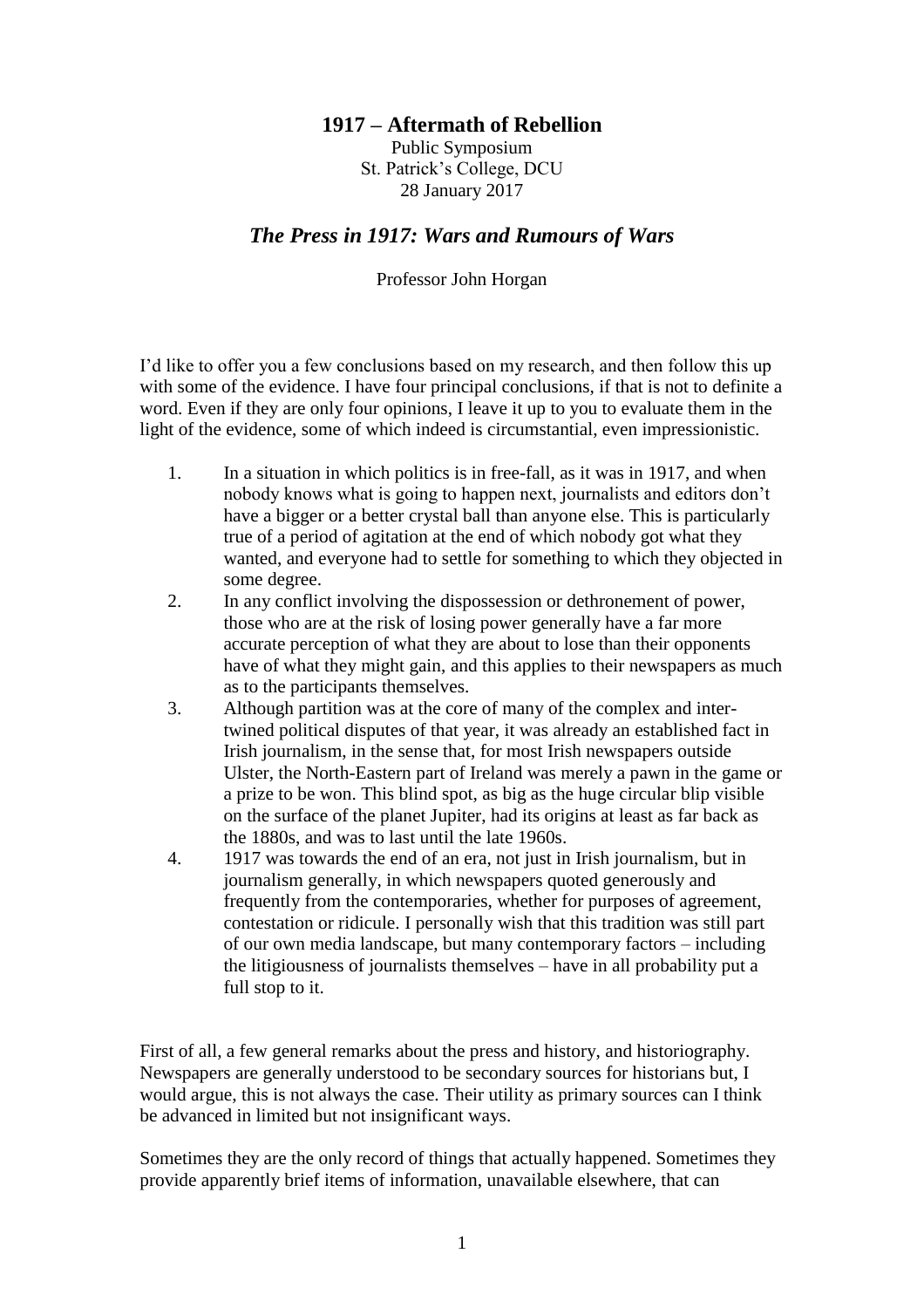# 1917 – Aftermath of Rebellion

Public Symposium
St. Patrick's College, DCU
28 January 2017

## *The Press in 1917: Wars and Rumours of Wars*

Professor John Horgan

I'd like to offer you a few conclusions based on my research, and then follow this up with some of the evidence. I have four principal conclusions, if that is not to definite a word. Even if they are only four opinions, I leave it up to you to evaluate them in the light of the evidence, some of which indeed is circumstantial, even impressionistic.

1. In a situation in which politics is in free-fall, as it was in 1917, and when nobody knows what is going to happen next, journalists and editors don't have a bigger or a better crystal ball than anyone else. This is particularly true of a period of agitation at the end of which nobody got what they wanted, and everyone had to settle for something to which they objected in some degree.
2. In any conflict involving the dispossession or dethronement of power, those who are at the risk of losing power generally have a far more accurate perception of what they are about to lose than their opponents have of what they might gain, and this applies to their newspapers as much as to the participants themselves.
3. Although partition was at the core of many of the complex and inter-twined political disputes of that year, it was already an established fact in Irish journalism, in the sense that, for most Irish newspapers outside Ulster, the North-Eastern part of Ireland was merely a pawn in the game or a prize to be won. This blind spot, as big as the huge circular blip visible on the surface of the planet Jupiter, had its origins at least as far back as the 1880s, and was to last until the late 1960s.
4. 1917 was towards the end of an era, not just in Irish journalism, but in journalism generally, in which newspapers quoted generously and frequently from the contemporaries, whether for purposes of agreement, contestation or ridicule. I personally wish that this tradition was still part of our own media landscape, but many contemporary factors – including the litigiousness of journalists themselves – have in all probability put a full stop to it.

First of all, a few general remarks about the press and history, and historiography. Newspapers are generally understood to be secondary sources for historians but, I would argue, this is not always the case. Their utility as primary sources can I think be advanced in limited but not insignificant ways.

Sometimes they are the only record of things that actually happened. Sometimes they provide apparently brief items of information, unavailable elsewhere, that can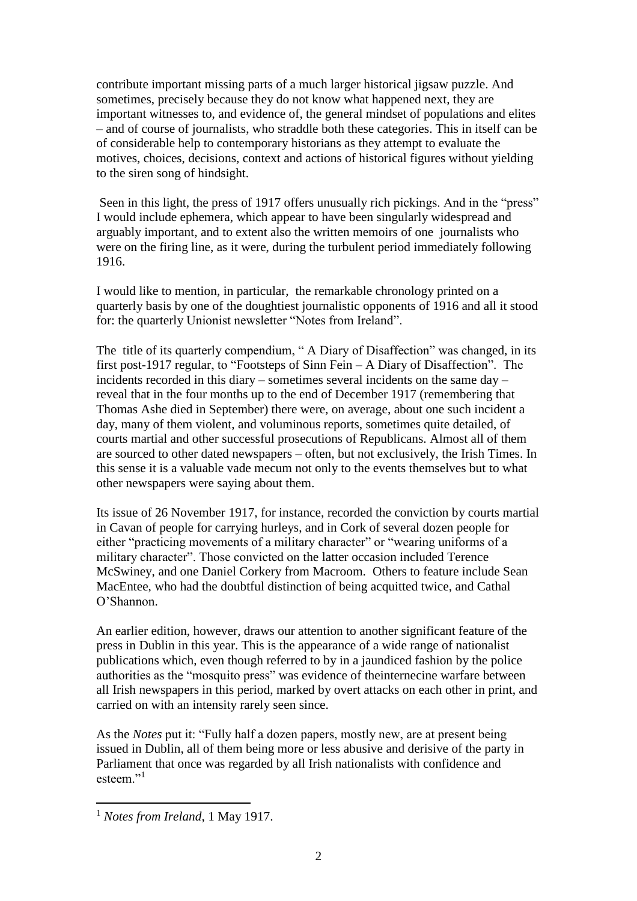contribute important missing parts of a much larger historical jigsaw puzzle. And sometimes, precisely because they do not know what happened next, they are important witnesses to, and evidence of, the general mindset of populations and elites – and of course of journalists, who straddle both these categories. This in itself can be of considerable help to contemporary historians as they attempt to evaluate the motives, choices, decisions, context and actions of historical figures without yielding to the siren song of hindsight.

Seen in this light, the press of 1917 offers unusually rich pickings. And in the "press" I would include ephemera, which appear to have been singularly widespread and arguably important, and to extent also the written memoirs of one journalists who were on the firing line, as it were, during the turbulent period immediately following 1916.

I would like to mention, in particular, the remarkable chronology printed on a quarterly basis by one of the doughtiest journalistic opponents of 1916 and all it stood for: the quarterly Unionist newsletter "Notes from Ireland".

The title of its quarterly compendium, " A Diary of Disaffection" was changed, in its first post-1917 regular, to "Footsteps of Sinn Fein – A Diary of Disaffection". The incidents recorded in this diary – sometimes several incidents on the same day – reveal that in the four months up to the end of December 1917 (remembering that Thomas Ashe died in September) there were, on average, about one such incident a day, many of them violent, and voluminous reports, sometimes quite detailed, of courts martial and other successful prosecutions of Republicans. Almost all of them are sourced to other dated newspapers – often, but not exclusively, the Irish Times. In this sense it is a valuable vade mecum not only to the events themselves but to what other newspapers were saying about them.

Its issue of 26 November 1917, for instance, recorded the conviction by courts martial in Cavan of people for carrying hurleys, and in Cork of several dozen people for either "practicing movements of a military character" or "wearing uniforms of a military character". Those convicted on the latter occasion included Terence McSwiney, and one Daniel Corkery from Macroom. Others to feature include Sean MacEntee, who had the doubtful distinction of being acquitted twice, and Cathal O'Shannon.

An earlier edition, however, draws our attention to another significant feature of the press in Dublin in this year. This is the appearance of a wide range of nationalist publications which, even though referred to by in a jaundiced fashion by the police authorities as the "mosquito press" was evidence of theinternecine warfare between all Irish newspapers in this period, marked by overt attacks on each other in print, and carried on with an intensity rarely seen since.

As the *Notes* put it: "Fully half a dozen papers, mostly new, are at present being issued in Dublin, all of them being more or less abusive and derisive of the party in Parliament that once was regarded by all Irish nationalists with confidence and esteem."[1]

[1] *Notes from Ireland*, 1 May 1917.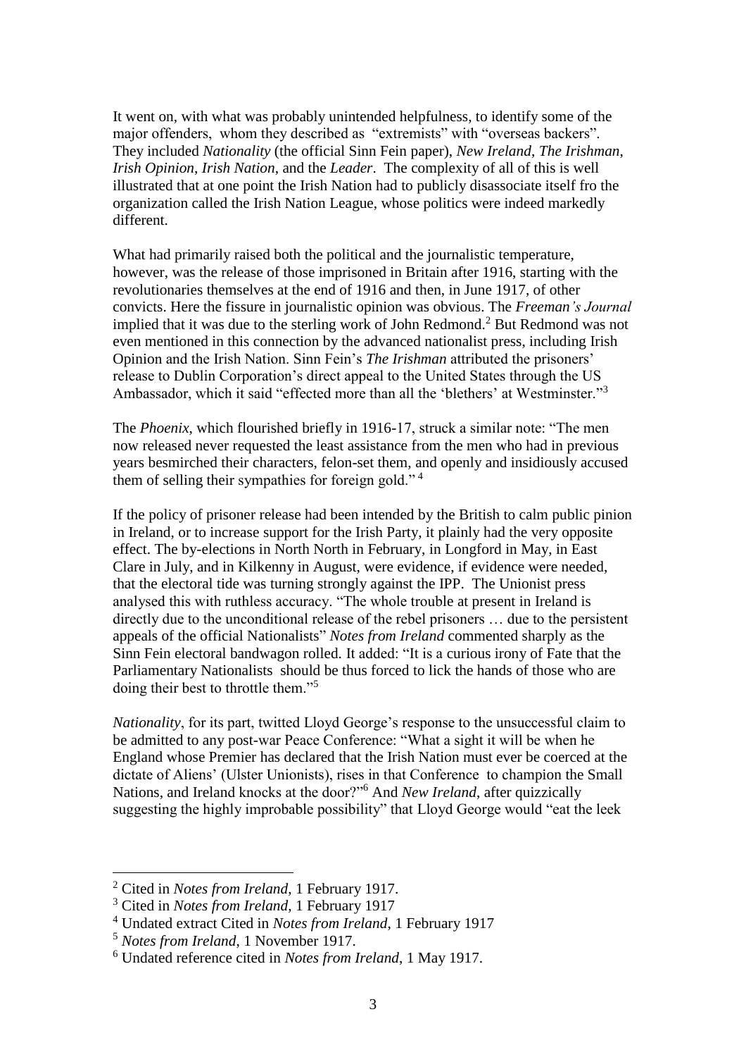It went on, with what was probably unintended helpfulness, to identify some of the major offenders, whom they described as "extremists" with "overseas backers". They included *Nationality* (the official Sinn Fein paper), *New Ireland*, *The Irishman*, *Irish Opinion*, *Irish Nation*, and the *Leader*. The complexity of all of this is well illustrated that at one point the Irish Nation had to publicly disassociate itself fro the organization called the Irish Nation League, whose politics were indeed markedly different.

What had primarily raised both the political and the journalistic temperature, however, was the release of those imprisoned in Britain after 1916, starting with the revolutionaries themselves at the end of 1916 and then, in June 1917, of other convicts. Here the fissure in journalistic opinion was obvious. The *Freeman's Journal* implied that it was due to the sterling work of John Redmond.[2] But Redmond was not even mentioned in this connection by the advanced nationalist press, including Irish Opinion and the Irish Nation. Sinn Fein's *The Irishman* attributed the prisoners' release to Dublin Corporation's direct appeal to the United States through the US Ambassador, which it said "effected more than all the 'blethers' at Westminster."[3]

The *Phoenix*, which flourished briefly in 1916-17, struck a similar note: "The men now released never requested the least assistance from the men who had in previous years besmirched their characters, felon-set them, and openly and insidiously accused them of selling their sympathies for foreign gold." [4]

If the policy of prisoner release had been intended by the British to calm public pinion in Ireland, or to increase support for the Irish Party, it plainly had the very opposite effect. The by-elections in North North in February, in Longford in May, in East Clare in July, and in Kilkenny in August, were evidence, if evidence were needed, that the electoral tide was turning strongly against the IPP. The Unionist press analysed this with ruthless accuracy. "The whole trouble at present in Ireland is directly due to the unconditional release of the rebel prisoners … due to the persistent appeals of the official Nationalists" *Notes from Ireland* commented sharply as the Sinn Fein electoral bandwagon rolled. It added: "It is a curious irony of Fate that the Parliamentary Nationalists should be thus forced to lick the hands of those who are doing their best to throttle them."[5]

*Nationality*, for its part, twitted Lloyd George's response to the unsuccessful claim to be admitted to any post-war Peace Conference: "What a sight it will be when he England whose Premier has declared that the Irish Nation must ever be coerced at the dictate of Aliens' (Ulster Unionists), rises in that Conference to champion the Small Nations, and Ireland knocks at the door?"[6] And *New Ireland*, after quizzically suggesting the highly improbable possibility" that Lloyd George would "eat the leek

---

[2] Cited in *Notes from Ireland*, 1 February 1917.

[3] Cited in *Notes from Ireland*, 1 February 1917

[4] Undated extract Cited in *Notes from Ireland*, 1 February 1917

[5] *Notes from Ireland*, 1 November 1917.

[6] Undated reference cited in *Notes from Ireland*, 1 May 1917.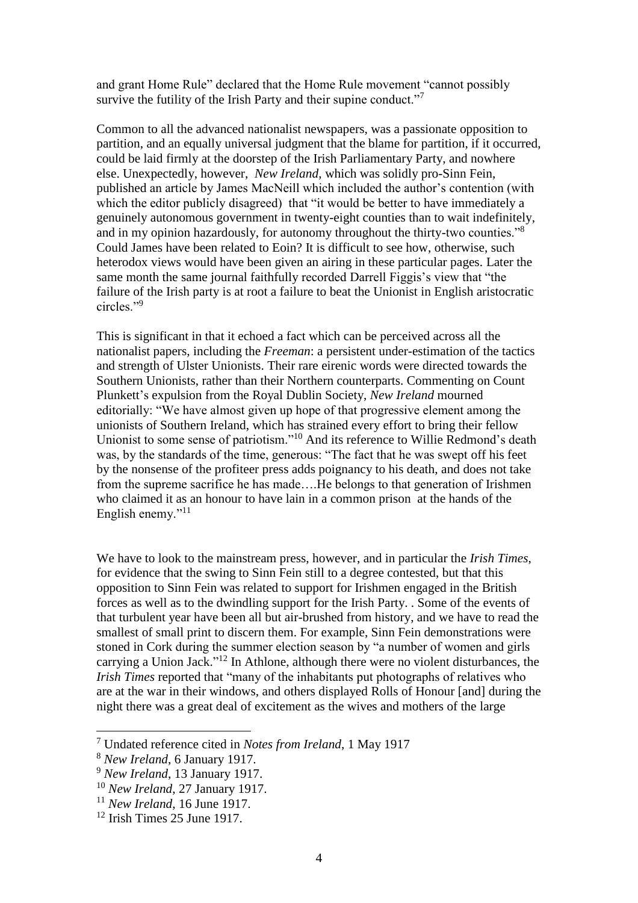and grant Home Rule" declared that the Home Rule movement "cannot possibly survive the futility of the Irish Party and their supine conduct."[7]

Common to all the advanced nationalist newspapers, was a passionate opposition to partition, and an equally universal judgment that the blame for partition, if it occurred, could be laid firmly at the doorstep of the Irish Parliamentary Party, and nowhere else. Unexpectedly, however, *New Ireland*, which was solidly pro-Sinn Fein, published an article by James MacNeill which included the author's contention (with which the editor publicly disagreed) that "it would be better to have immediately a genuinely autonomous government in twenty-eight counties than to wait indefinitely, and in my opinion hazardously, for autonomy throughout the thirty-two counties."[8] Could James have been related to Eoin? It is difficult to see how, otherwise, such heterodox views would have been given an airing in these particular pages. Later the same month the same journal faithfully recorded Darrell Figgis's view that "the failure of the Irish party is at root a failure to beat the Unionist in English aristocratic circles."[9]

This is significant in that it echoed a fact which can be perceived across all the nationalist papers, including the *Freeman*: a persistent under-estimation of the tactics and strength of Ulster Unionists. Their rare eirenic words were directed towards the Southern Unionists, rather than their Northern counterparts. Commenting on Count Plunkett's expulsion from the Royal Dublin Society, *New Ireland* mourned editorially: "We have almost given up hope of that progressive element among the unionists of Southern Ireland, which has strained every effort to bring their fellow Unionist to some sense of patriotism."[10] And its reference to Willie Redmond's death was, by the standards of the time, generous: "The fact that he was swept off his feet by the nonsense of the profiteer press adds poignancy to his death, and does not take from the supreme sacrifice he has made….He belongs to that generation of Irishmen who claimed it as an honour to have lain in a common prison at the hands of the English enemy."[11]

We have to look to the mainstream press, however, and in particular the *Irish Times*, for evidence that the swing to Sinn Fein still to a degree contested, but that this opposition to Sinn Fein was related to support for Irishmen engaged in the British forces as well as to the dwindling support for the Irish Party. . Some of the events of that turbulent year have been all but air-brushed from history, and we have to read the smallest of small print to discern them. For example, Sinn Fein demonstrations were stoned in Cork during the summer election season by "a number of women and girls carrying a Union Jack."[12] In Athlone, although there were no violent disturbances, the *Irish Times* reported that "many of the inhabitants put photographs of relatives who are at the war in their windows, and others displayed Rolls of Honour [and] during the night there was a great deal of excitement as the wives and mothers of the large

---

[7] Undated reference cited in *Notes from Ireland*, 1 May 1917

[8] *New Ireland*, 6 January 1917.

[9] *New Ireland*, 13 January 1917.

[10] *New Ireland*, 27 January 1917.

[11] *New Ireland*, 16 June 1917.

[12] Irish Times 25 June 1917.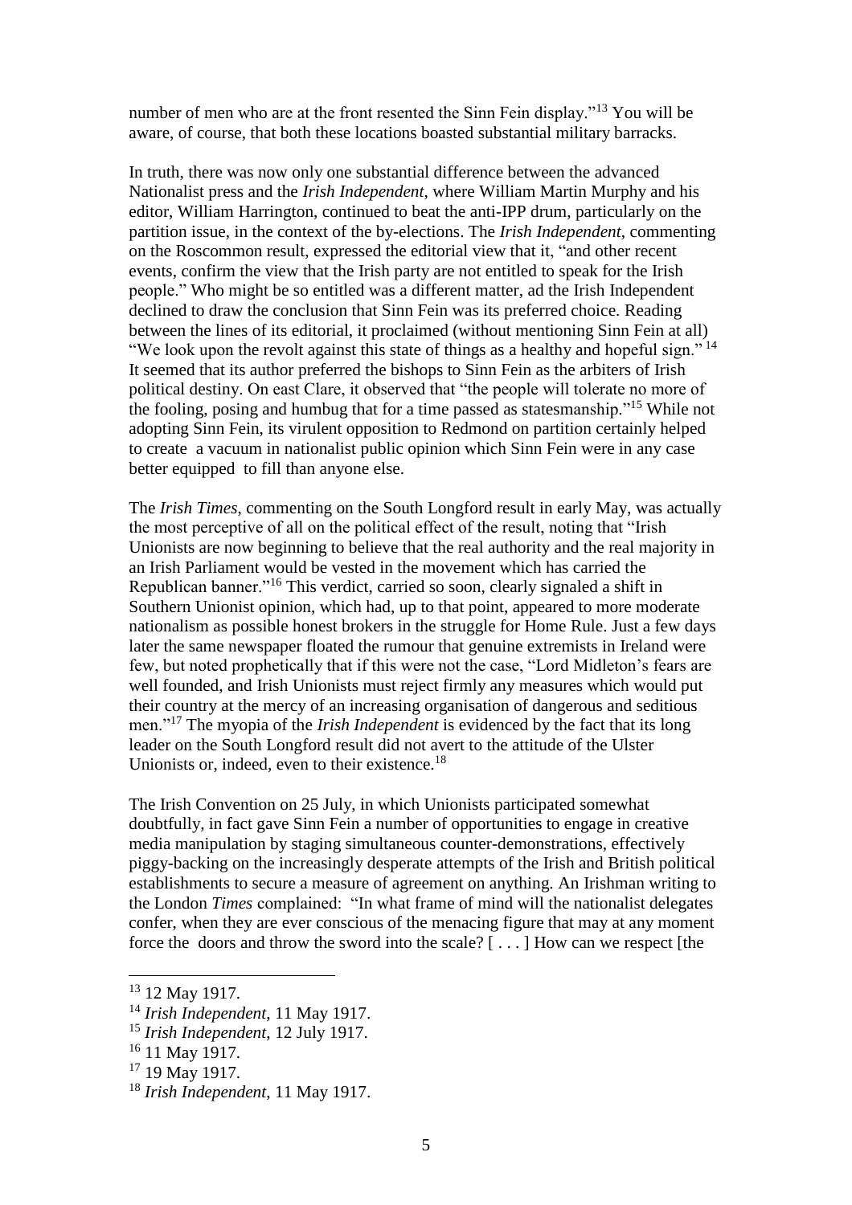number of men who are at the front resented the Sinn Fein display."[13] You will be aware, of course, that both these locations boasted substantial military barracks.

In truth, there was now only one substantial difference between the advanced Nationalist press and the *Irish Independent*, where William Martin Murphy and his editor, William Harrington, continued to beat the anti-IPP drum, particularly on the partition issue, in the context of the by-elections. The *Irish Independent*, commenting on the Roscommon result, expressed the editorial view that it, "and other recent events, confirm the view that the Irish party are not entitled to speak for the Irish people." Who might be so entitled was a different matter, ad the Irish Independent declined to draw the conclusion that Sinn Fein was its preferred choice. Reading between the lines of its editorial, it proclaimed (without mentioning Sinn Fein at all) "We look upon the revolt against this state of things as a healthy and hopeful sign."[14] It seemed that its author preferred the bishops to Sinn Fein as the arbiters of Irish political destiny. On east Clare, it observed that "the people will tolerate no more of the fooling, posing and humbug that for a time passed as statesmanship."[15] While not adopting Sinn Fein, its virulent opposition to Redmond on partition certainly helped to create a vacuum in nationalist public opinion which Sinn Fein were in any case better equipped to fill than anyone else.

The *Irish Times*, commenting on the South Longford result in early May, was actually the most perceptive of all on the political effect of the result, noting that "Irish Unionists are now beginning to believe that the real authority and the real majority in an Irish Parliament would be vested in the movement which has carried the Republican banner."[16] This verdict, carried so soon, clearly signaled a shift in Southern Unionist opinion, which had, up to that point, appeared to more moderate nationalism as possible honest brokers in the struggle for Home Rule. Just a few days later the same newspaper floated the rumour that genuine extremists in Ireland were few, but noted prophetically that if this were not the case, "Lord Midleton's fears are well founded, and Irish Unionists must reject firmly any measures which would put their country at the mercy of an increasing organisation of dangerous and seditious men."[17] The myopia of the *Irish Independent* is evidenced by the fact that its long leader on the South Longford result did not avert to the attitude of the Ulster Unionists or, indeed, even to their existence.[18]

The Irish Convention on 25 July, in which Unionists participated somewhat doubtfully, in fact gave Sinn Fein a number of opportunities to engage in creative media manipulation by staging simultaneous counter-demonstrations, effectively piggy-backing on the increasingly desperate attempts of the Irish and British political establishments to secure a measure of agreement on anything. An Irishman writing to the London *Times* complained: "In what frame of mind will the nationalist delegates confer, when they are ever conscious of the menacing figure that may at any moment force the doors and throw the sword into the scale? [ . . . ] How can we respect [the

---

[13] 12 May 1917.

[14] *Irish Independent*, 11 May 1917.

[15] *Irish Independent*, 12 July 1917.

[16] 11 May 1917.

[17] 19 May 1917.

[18] *Irish Independent*, 11 May 1917.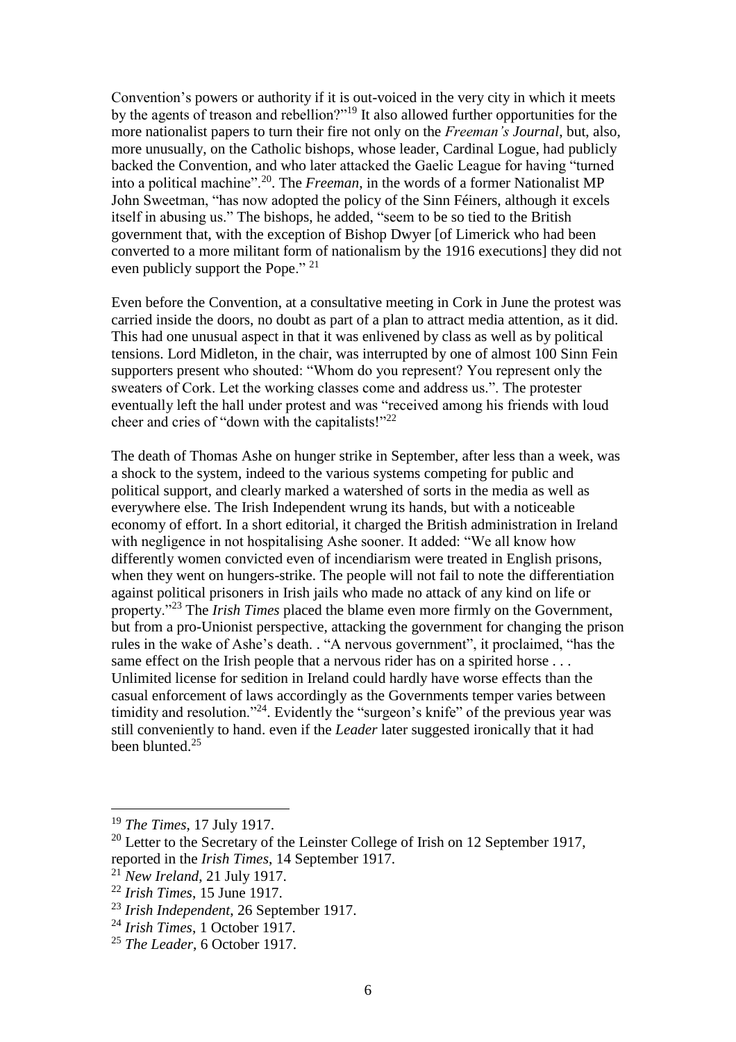Convention's powers or authority if it is out-voiced in the very city in which it meets by the agents of treason and rebellion?"[19] It also allowed further opportunities for the more nationalist papers to turn their fire not only on the *Freeman's Journal*, but, also, more unusually, on the Catholic bishops, whose leader, Cardinal Logue, had publicly backed the Convention, and who later attacked the Gaelic League for having "turned into a political machine".[20]. The *Freeman*, in the words of a former Nationalist MP John Sweetman, "has now adopted the policy of the Sinn Féiners, although it excels itself in abusing us." The bishops, he added, "seem to be so tied to the British government that, with the exception of Bishop Dwyer [of Limerick who had been converted to a more militant form of nationalism by the 1916 executions] they did not even publicly support the Pope." [21]

Even before the Convention, at a consultative meeting in Cork in June the protest was carried inside the doors, no doubt as part of a plan to attract media attention, as it did. This had one unusual aspect in that it was enlivened by class as well as by political tensions. Lord Midleton, in the chair, was interrupted by one of almost 100 Sinn Fein supporters present who shouted: "Whom do you represent? You represent only the sweaters of Cork. Let the working classes come and address us.". The protester eventually left the hall under protest and was "received among his friends with loud cheer and cries of "down with the capitalists!"[22]

The death of Thomas Ashe on hunger strike in September, after less than a week, was a shock to the system, indeed to the various systems competing for public and political support, and clearly marked a watershed of sorts in the media as well as everywhere else. The Irish Independent wrung its hands, but with a noticeable economy of effort. In a short editorial, it charged the British administration in Ireland with negligence in not hospitalising Ashe sooner. It added: "We all know how differently women convicted even of incendiarism were treated in English prisons, when they went on hungers-strike. The people will not fail to note the differentiation against political prisoners in Irish jails who made no attack of any kind on life or property."[23] The *Irish Times* placed the blame even more firmly on the Government, but from a pro-Unionist perspective, attacking the government for changing the prison rules in the wake of Ashe's death. . "A nervous government", it proclaimed, "has the same effect on the Irish people that a nervous rider has on a spirited horse . . . Unlimited license for sedition in Ireland could hardly have worse effects than the casual enforcement of laws accordingly as the Governments temper varies between timidity and resolution."[24]. Evidently the "surgeon's knife" of the previous year was still conveniently to hand. even if the *Leader* later suggested ironically that it had been blunted.[25]

---

[19] *The Times*, 17 July 1917.

[20] Letter to the Secretary of the Leinster College of Irish on 12 September 1917, reported in the *Irish Times*, 14 September 1917.

[21] *New Ireland*, 21 July 1917.

[22] *Irish Times*, 15 June 1917.

[23] *Irish Independent*, 26 September 1917.

[24] *Irish Times*, 1 October 1917.

[25] *The Leader*, 6 October 1917.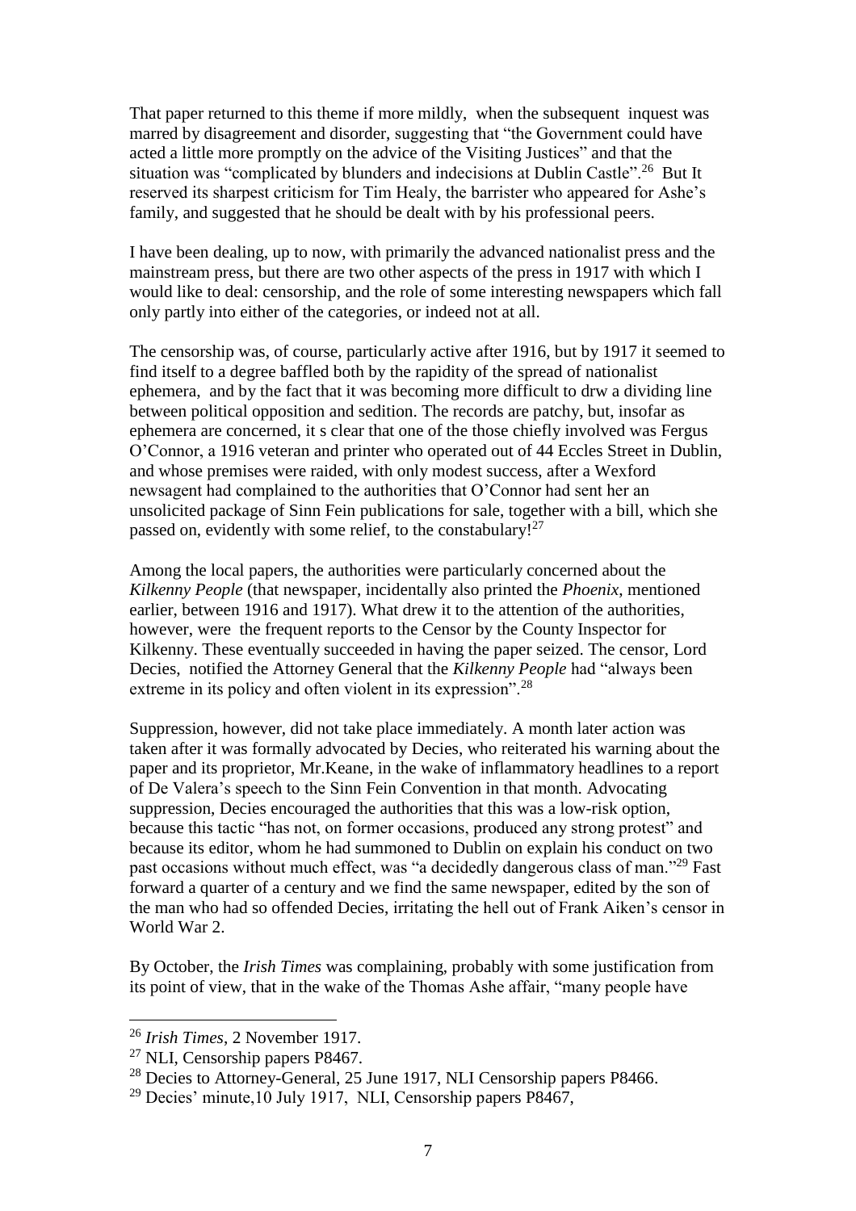That paper returned to this theme if more mildly, when the subsequent inquest was marred by disagreement and disorder, suggesting that "the Government could have acted a little more promptly on the advice of the Visiting Justices" and that the situation was "complicated by blunders and indecisions at Dublin Castle".[26] But It reserved its sharpest criticism for Tim Healy, the barrister who appeared for Ashe's family, and suggested that he should be dealt with by his professional peers.

I have been dealing, up to now, with primarily the advanced nationalist press and the mainstream press, but there are two other aspects of the press in 1917 with which I would like to deal: censorship, and the role of some interesting newspapers which fall only partly into either of the categories, or indeed not at all.

The censorship was, of course, particularly active after 1916, but by 1917 it seemed to find itself to a degree baffled both by the rapidity of the spread of nationalist ephemera, and by the fact that it was becoming more difficult to drw a dividing line between political opposition and sedition. The records are patchy, but, insofar as ephemera are concerned, it s clear that one of the those chiefly involved was Fergus O'Connor, a 1916 veteran and printer who operated out of 44 Eccles Street in Dublin, and whose premises were raided, with only modest success, after a Wexford newsagent had complained to the authorities that O'Connor had sent her an unsolicited package of Sinn Fein publications for sale, together with a bill, which she passed on, evidently with some relief, to the constabulary![27]

Among the local papers, the authorities were particularly concerned about the *Kilkenny People* (that newspaper, incidentally also printed the *Phoenix*, mentioned earlier, between 1916 and 1917). What drew it to the attention of the authorities, however, were the frequent reports to the Censor by the County Inspector for Kilkenny. These eventually succeeded in having the paper seized. The censor, Lord Decies, notified the Attorney General that the *Kilkenny People* had "always been extreme in its policy and often violent in its expression".[28]

Suppression, however, did not take place immediately. A month later action was taken after it was formally advocated by Decies, who reiterated his warning about the paper and its proprietor, Mr.Keane, in the wake of inflammatory headlines to a report of De Valera's speech to the Sinn Fein Convention in that month. Advocating suppression, Decies encouraged the authorities that this was a low-risk option, because this tactic "has not, on former occasions, produced any strong protest" and because its editor, whom he had summoned to Dublin on explain his conduct on two past occasions without much effect, was "a decidedly dangerous class of man."[29] Fast forward a quarter of a century and we find the same newspaper, edited by the son of the man who had so offended Decies, irritating the hell out of Frank Aiken's censor in World War 2.

By October, the *Irish Times* was complaining, probably with some justification from its point of view, that in the wake of the Thomas Ashe affair, "many people have

---

[26] *Irish Times*, 2 November 1917.

[27] NLI, Censorship papers P8467.

[28] Decies to Attorney-General, 25 June 1917, NLI Censorship papers P8466.

[29] Decies' minute,10 July 1917, NLI, Censorship papers P8467,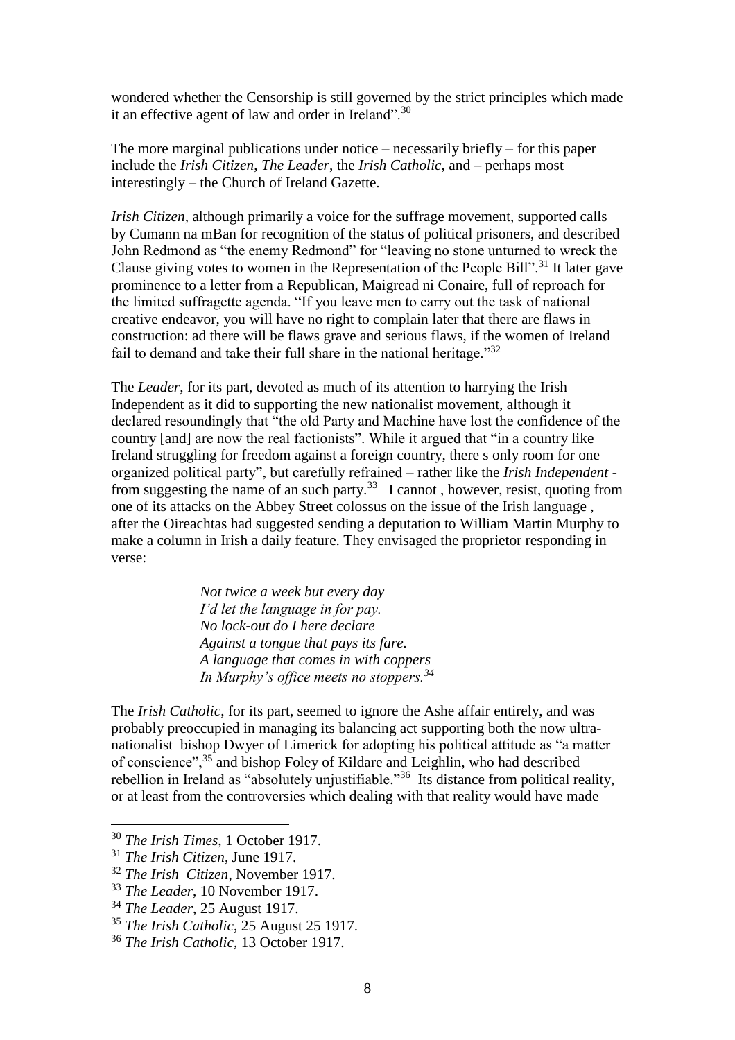wondered whether the Censorship is still governed by the strict principles which made it an effective agent of law and order in Ireland".[30]

The more marginal publications under notice – necessarily briefly – for this paper include the *Irish Citizen*, *The Leader*, the *Irish Catholic*, and – perhaps most interestingly – the Church of Ireland Gazette.

*Irish Citizen*, although primarily a voice for the suffrage movement, supported calls by Cumann na mBan for recognition of the status of political prisoners, and described John Redmond as "the enemy Redmond" for "leaving no stone unturned to wreck the Clause giving votes to women in the Representation of the People Bill".[31] It later gave prominence to a letter from a Republican, Maigread ni Conaire, full of reproach for the limited suffragette agenda. "If you leave men to carry out the task of national creative endeavor, you will have no right to complain later that there are flaws in construction: ad there will be flaws grave and serious flaws, if the women of Ireland fail to demand and take their full share in the national heritage."[32]

The *Leader*, for its part, devoted as much of its attention to harrying the Irish Independent as it did to supporting the new nationalist movement, although it declared resoundingly that "the old Party and Machine have lost the confidence of the country [and] are now the real factionists". While it argued that "in a country like Ireland struggling for freedom against a foreign country, there s only room for one organized political party", but carefully refrained – rather like the *Irish Independent* - from suggesting the name of an such party.[33] I cannot , however, resist, quoting from one of its attacks on the Abbey Street colossus on the issue of the Irish language , after the Oireachtas had suggested sending a deputation to William Martin Murphy to make a column in Irish a daily feature. They envisaged the proprietor responding in verse:

> *Not twice a week but every day*
> *I'd let the language in for pay.*
> *No lock-out do I here declare*
> *Against a tongue that pays its fare.*
> *A language that comes in with coppers*
> *In Murphy's office meets no stoppers.*[34]

The *Irish Catholic*, for its part, seemed to ignore the Ashe affair entirely, and was probably preoccupied in managing its balancing act supporting both the now ultra-nationalist bishop Dwyer of Limerick for adopting his political attitude as "a matter of conscience",[35] and bishop Foley of Kildare and Leighlin, who had described rebellion in Ireland as "absolutely unjustifiable."[36] Its distance from political reality, or at least from the controversies which dealing with that reality would have made

---

[30] *The Irish Times*, 1 October 1917.

[31] *The Irish Citizen*, June 1917.

[32] *The Irish Citizen*, November 1917.

[33] *The Leader*, 10 November 1917.

[34] *The Leader*, 25 August 1917.

[35] *The Irish Catholic*, 25 August 25 1917.

[36] *The Irish Catholic*, 13 October 1917.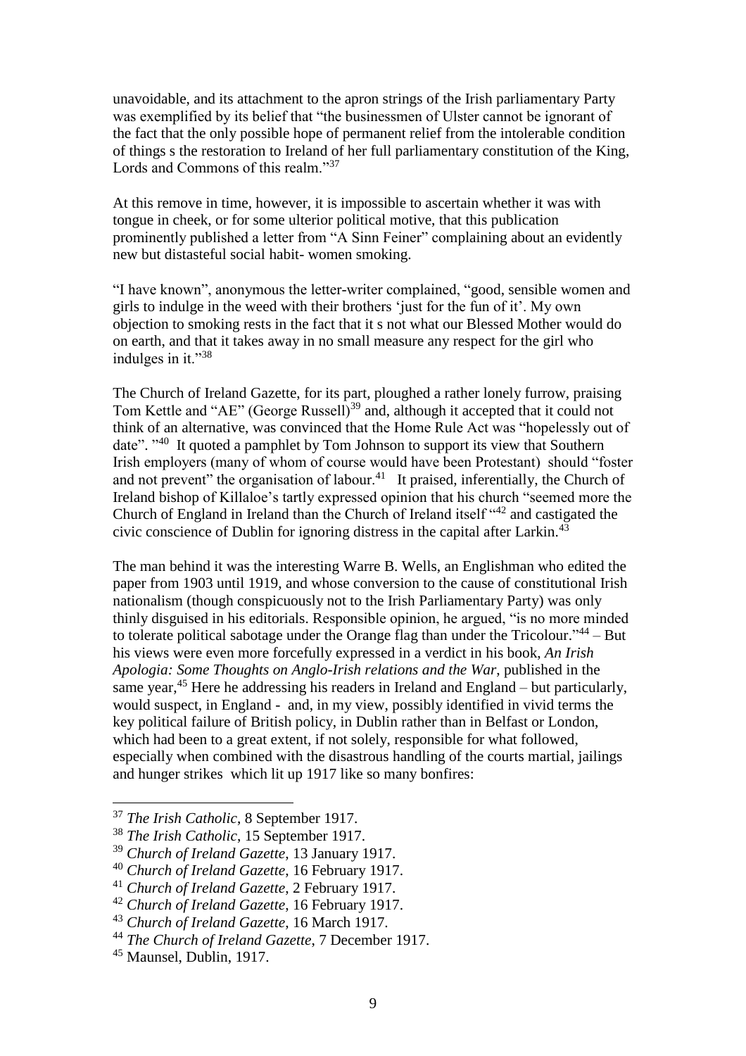unavoidable, and its attachment to the apron strings of the Irish parliamentary Party was exemplified by its belief that "the businessmen of Ulster cannot be ignorant of the fact that the only possible hope of permanent relief from the intolerable condition of things s the restoration to Ireland of her full parliamentary constitution of the King, Lords and Commons of this realm."[37]

At this remove in time, however, it is impossible to ascertain whether it was with tongue in cheek, or for some ulterior political motive, that this publication prominently published a letter from "A Sinn Feiner" complaining about an evidently new but distasteful social habit- women smoking.

"I have known", anonymous the letter-writer complained, "good, sensible women and girls to indulge in the weed with their brothers 'just for the fun of it'. My own objection to smoking rests in the fact that it s not what our Blessed Mother would do on earth, and that it takes away in no small measure any respect for the girl who indulges in it."[38]

The Church of Ireland Gazette, for its part, ploughed a rather lonely furrow, praising Tom Kettle and "AE" (George Russell)[39] and, although it accepted that it could not think of an alternative, was convinced that the Home Rule Act was "hopelessly out of date". "[40] It quoted a pamphlet by Tom Johnson to support its view that Southern Irish employers (many of whom of course would have been Protestant) should "foster and not prevent" the organisation of labour.[41] It praised, inferentially, the Church of Ireland bishop of Killaloe's tartly expressed opinion that his church "seemed more the Church of England in Ireland than the Church of Ireland itself "[42] and castigated the civic conscience of Dublin for ignoring distress in the capital after Larkin.[43]

The man behind it was the interesting Warre B. Wells, an Englishman who edited the paper from 1903 until 1919, and whose conversion to the cause of constitutional Irish nationalism (though conspicuously not to the Irish Parliamentary Party) was only thinly disguised in his editorials. Responsible opinion, he argued, "is no more minded to tolerate political sabotage under the Orange flag than under the Tricolour."[44] – But his views were even more forcefully expressed in a verdict in his book, *An Irish Apologia: Some Thoughts on Anglo-Irish relations and the War*, published in the same year,[45] Here he addressing his readers in Ireland and England – but particularly, would suspect, in England - and, in my view, possibly identified in vivid terms the key political failure of British policy, in Dublin rather than in Belfast or London, which had been to a great extent, if not solely, responsible for what followed, especially when combined with the disastrous handling of the courts martial, jailings and hunger strikes which lit up 1917 like so many bonfires:

---

[37] *The Irish Catholic*, 8 September 1917.

[38] *The Irish Catholic*, 15 September 1917.

[39] *Church of Ireland Gazette*, 13 January 1917.

[40] *Church of Ireland Gazette*, 16 February 1917.

[41] *Church of Ireland Gazette*, 2 February 1917.

[42] *Church of Ireland Gazette*, 16 February 1917.

[43] *Church of Ireland Gazette*, 16 March 1917.

[44] *The Church of Ireland Gazette*, 7 December 1917.

[45] Maunsel, Dublin, 1917.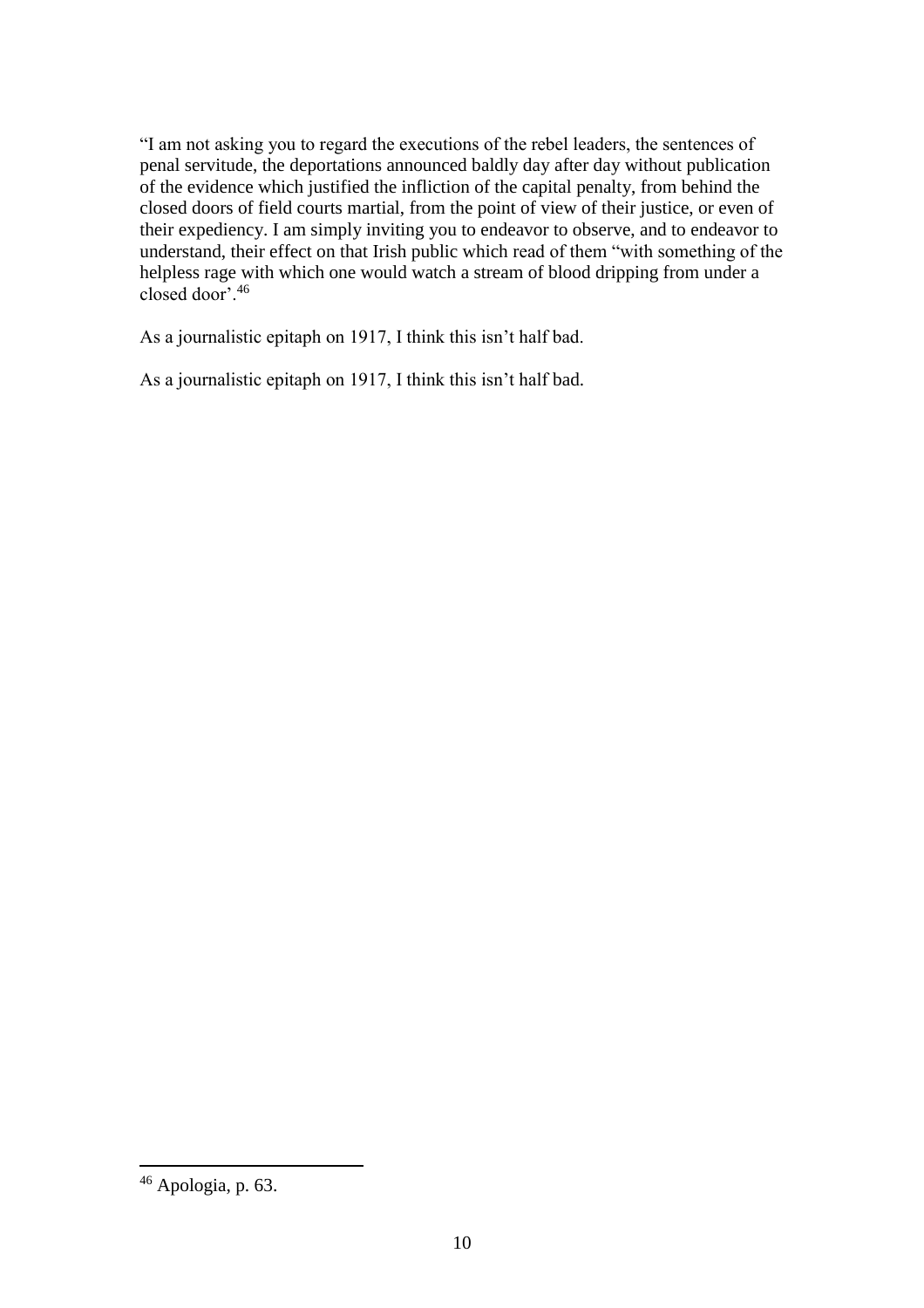"I am not asking you to regard the executions of the rebel leaders, the sentences of penal servitude, the deportations announced baldly day after day without publication of the evidence which justified the infliction of the capital penalty, from behind the closed doors of field courts martial, from the point of view of their justice, or even of their expediency. I am simply inviting you to endeavor to observe, and to endeavor to understand, their effect on that Irish public which read of them "with something of the helpless rage with which one would watch a stream of blood dripping from under a closed door'.[46]

As a journalistic epitaph on 1917, I think this isn't half bad.

As a journalistic epitaph on 1917, I think this isn't half bad.

---

[46] Apologia, p. 63.